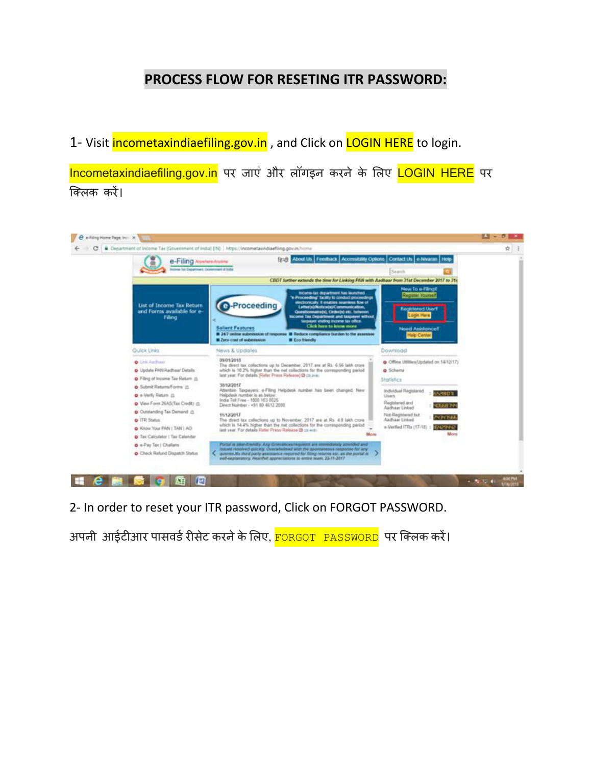# PROCESS FLOW FOR RESETING ITR PASSWORD:

1- Visit incometaxindiaefiling.gov.in , and Click on LOGIN HERE to login.

Incometaxindiaefiling.gov.in पर जाएं और लॉगइन करने के लिए LOGIN HERE पर क्लिक करें।

2- In order to reset your ITR password, Click on FORGOT PASSWORD.

अपनी आईटीआर पासवर्ड रीसेट करने के लिए, FORGOT PASSWORD पर क्लिक करें।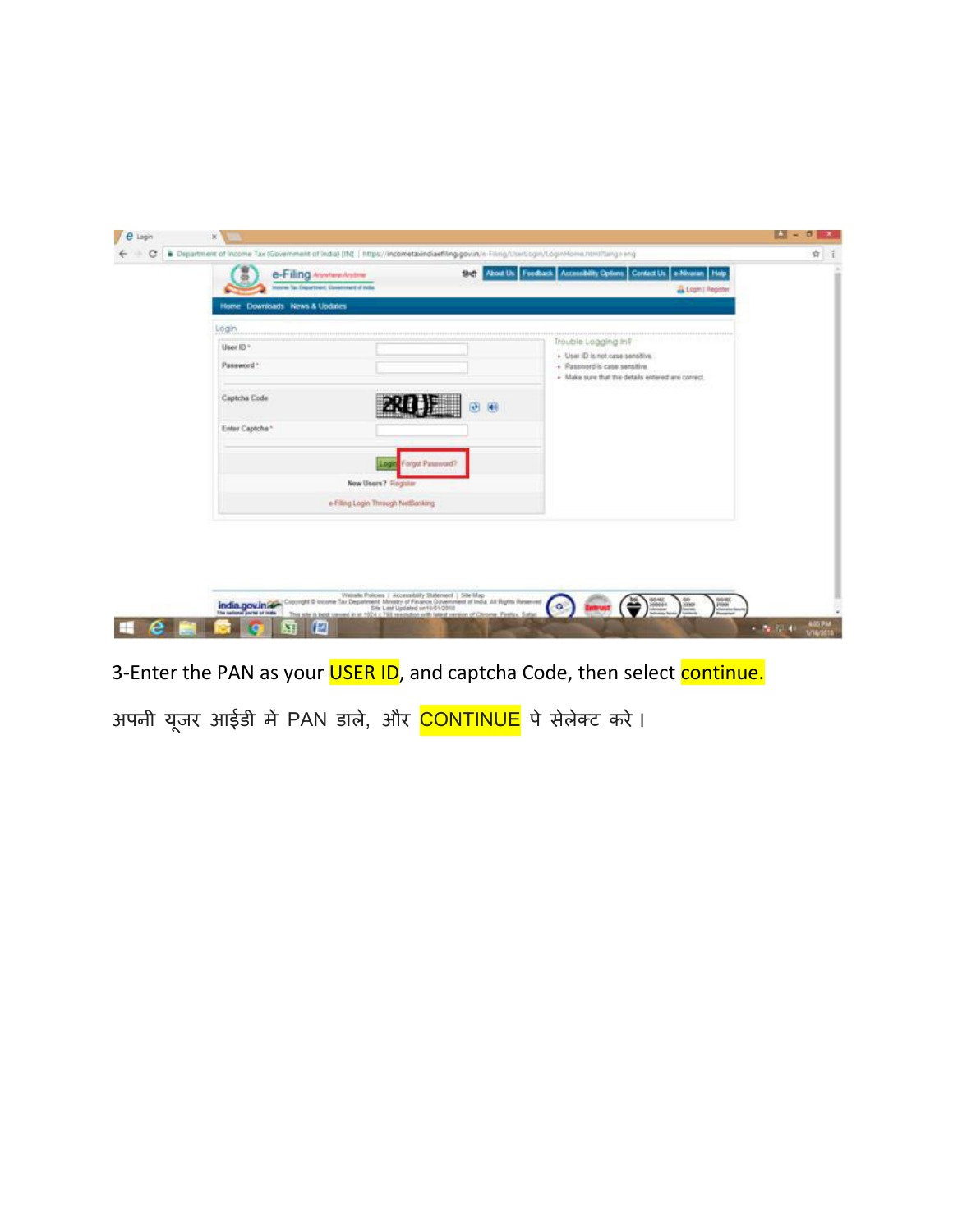3-Enter the PAN as your USER ID, and captcha Code, then select continue.

अपनी यूज़र आईडी में PAN डाले, और CONTINUE पे सेलेक्ट करे।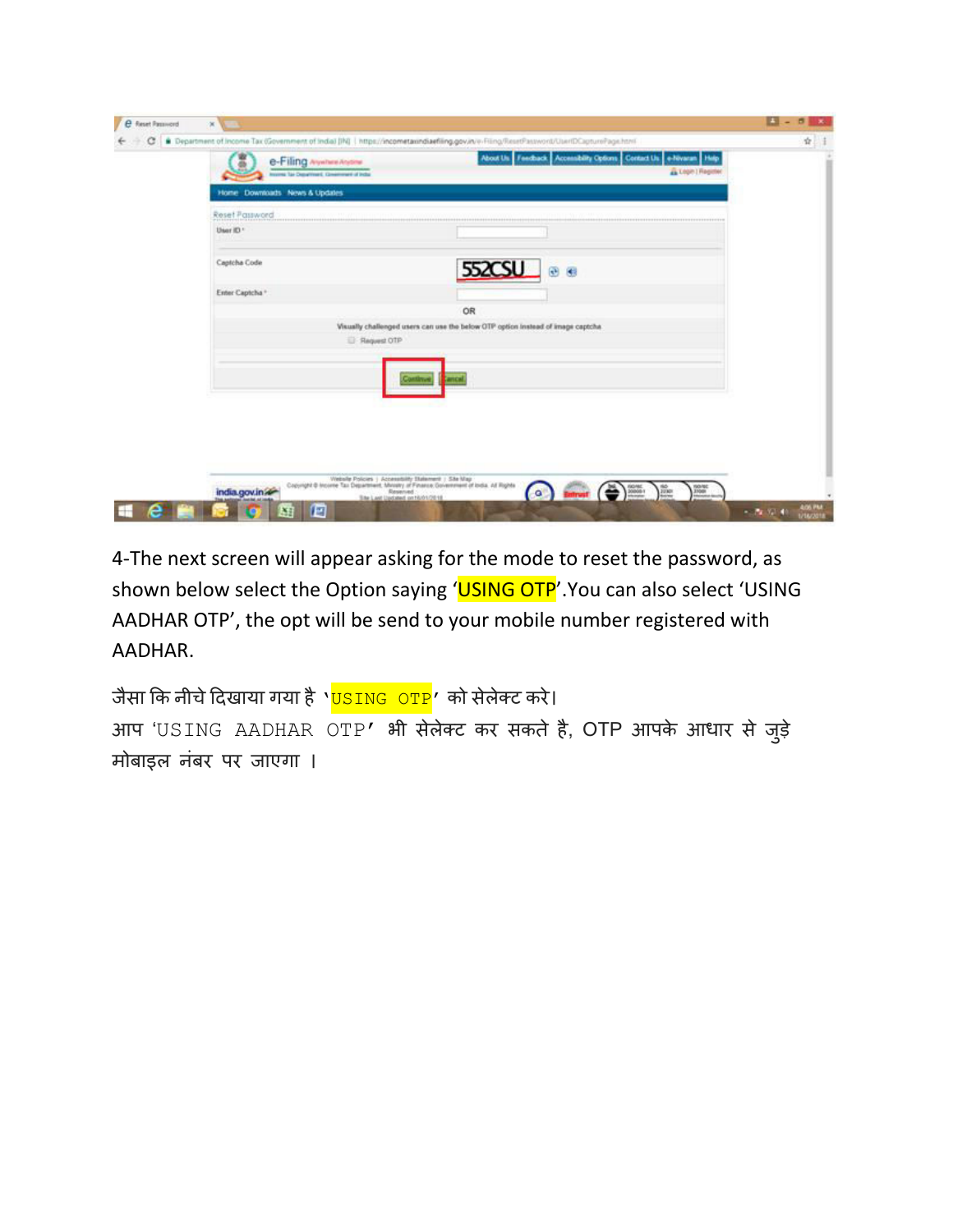4-The next screen will appear asking for the mode to reset the password, as shown below select the Option saying 'USING OTP'.You can also select 'USING AADHAR OTP', the opt will be send to your mobile number registered with AADHAR.

जैसा कि नीचे दिखाया गया है 'USING OTP' को सेलेक्ट करे।
आप 'USING AADHAR OTP' भी सेलेक्ट कर सकते है, OTP आपके आधार से जुड़े मोबाइल नंबर पर जाएगा ।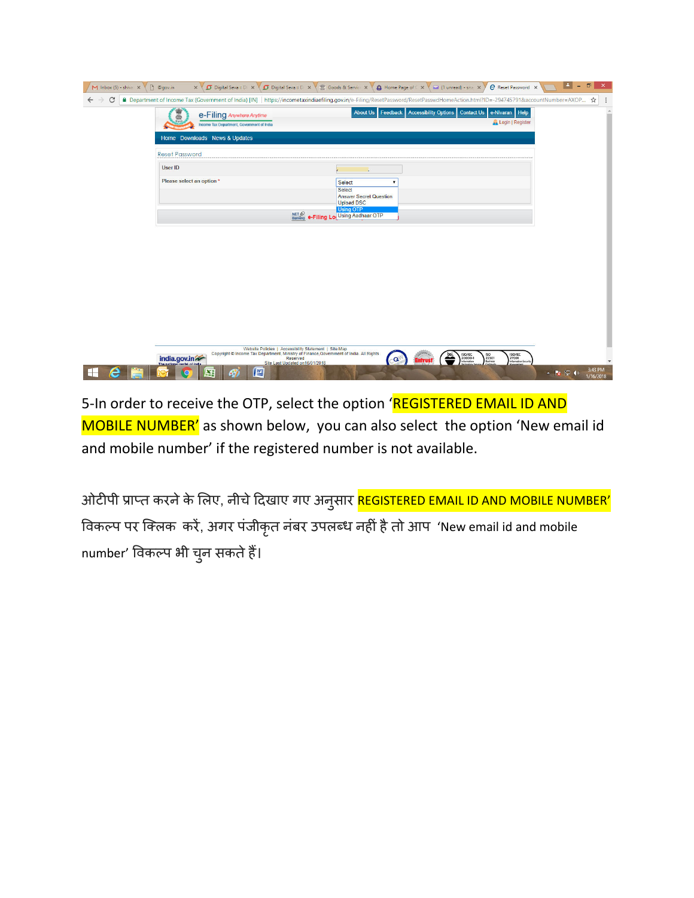5-In order to receive the OTP, select the option 'REGISTERED EMAIL ID AND MOBILE NUMBER' as shown below, you can also select the option 'New email id and mobile number' if the registered number is not available.

ओटीपी प्राप्त करने के लिए, नीचे दिखाए गए अनुसार REGISTERED EMAIL ID AND MOBILE NUMBER' विकल्प पर क्लिक करें, अगर पंजीकृत नंबर उपलब्ध नहीं है तो आप 'New email id and mobile number' विकल्प भी चुन सकते हैं।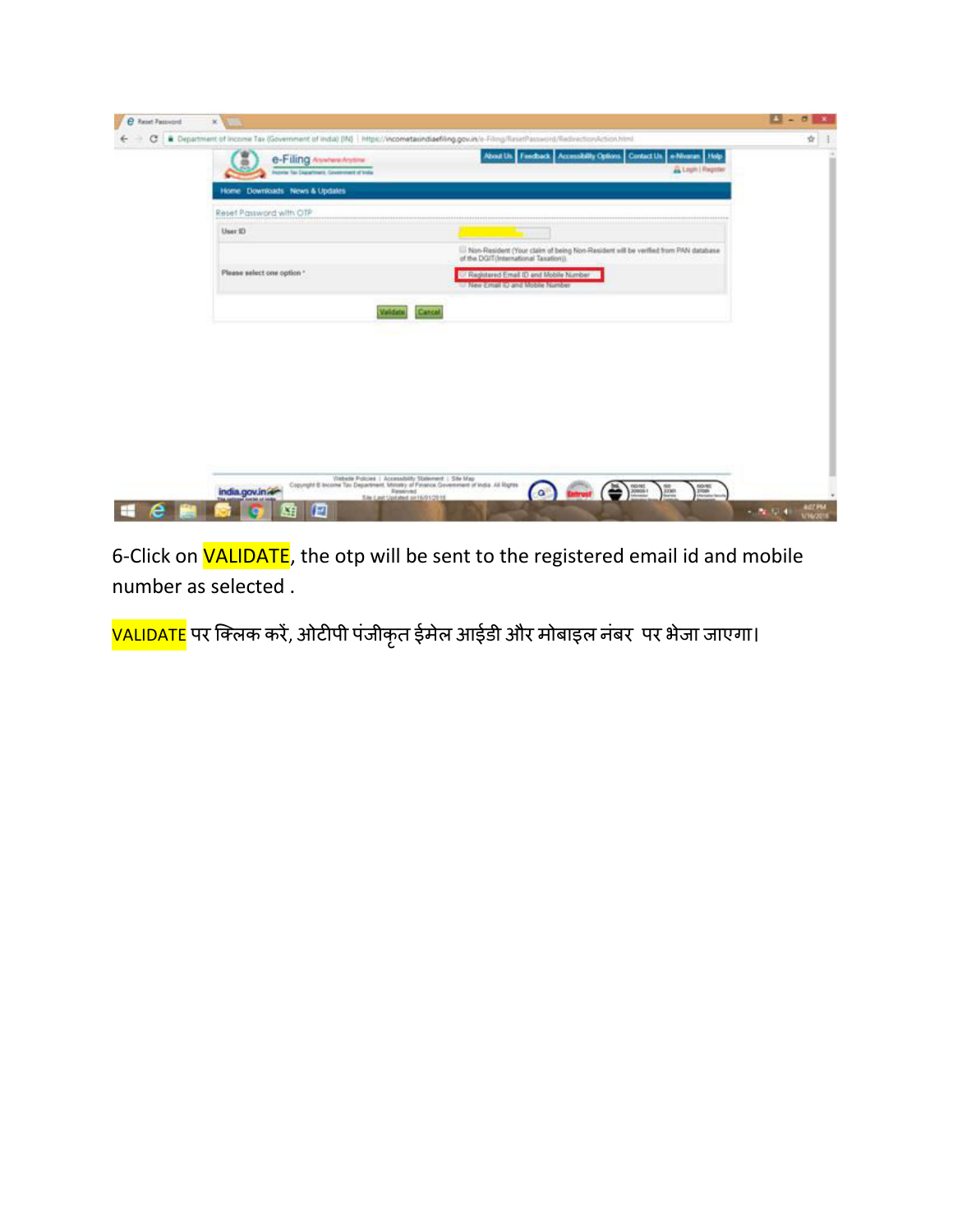6-Click on VALIDATE, the otp will be sent to the registered email id and mobile number as selected .

VALIDATE पर क्लिक करें, ओटीपी पंजीकृत ईमेल आईडी और मोबाइल नंबर पर भेजा जाएगा।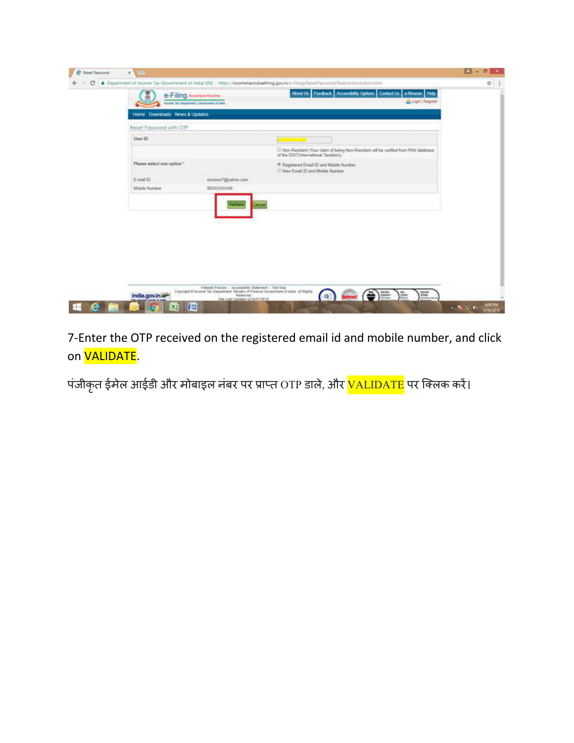7-Enter the OTP received on the registered email id and mobile number, and click on VALIDATE.

पंजीकृत ईमेल आईडी और मोबाइल नंबर पर प्राप्त OTP डाले, और VALIDATE पर क्लिक करें।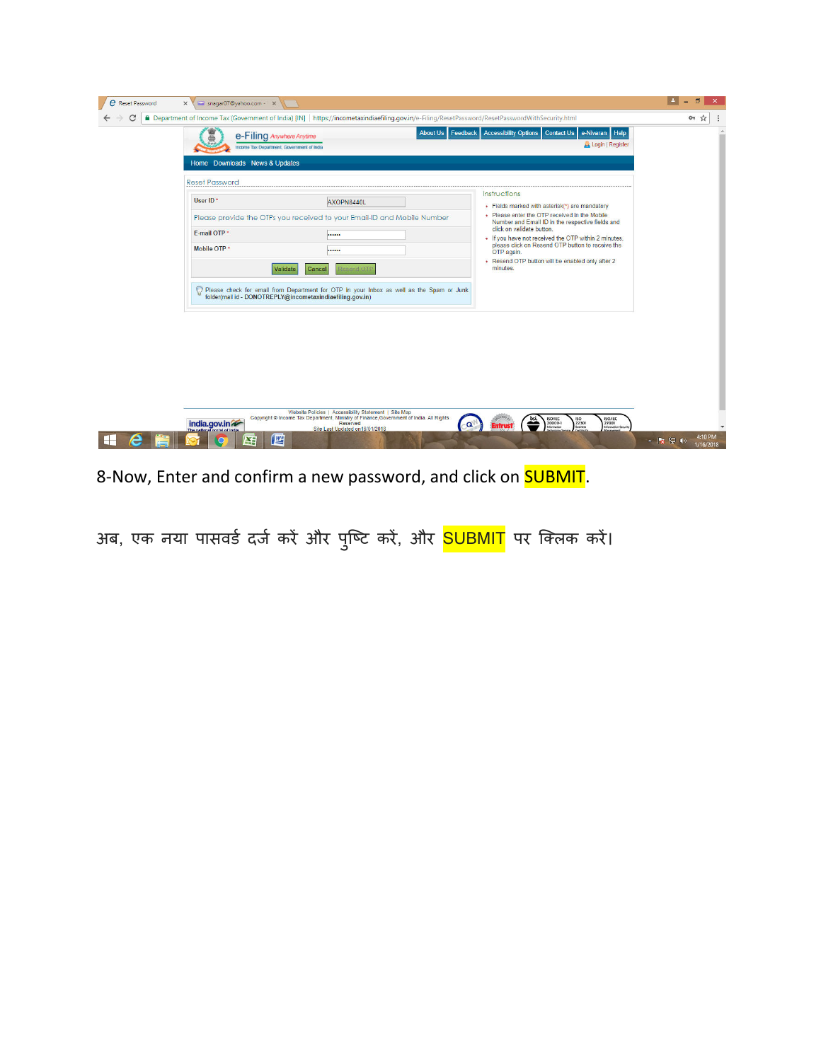8-Now, Enter and confirm a new password, and click on SUBMIT.

अब, एक नया पासवर्ड दर्ज करें और पुष्टि करें, और SUBMIT पर क्लिक करें।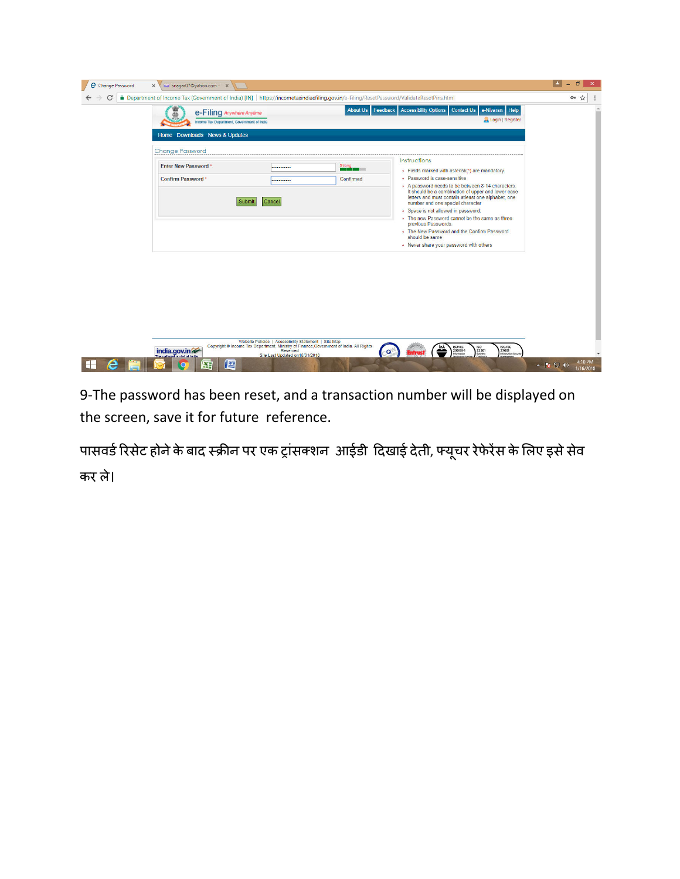9-The password has been reset, and a transaction number will be displayed on the screen, save it for future reference.

पासवर्ड रिसेट होने के बाद स्क्रीन पर एक ट्रांसक्शन आईडी दिखाई देती, फ्यूचर रेफरेंस के लिए इसे सेव कर ले।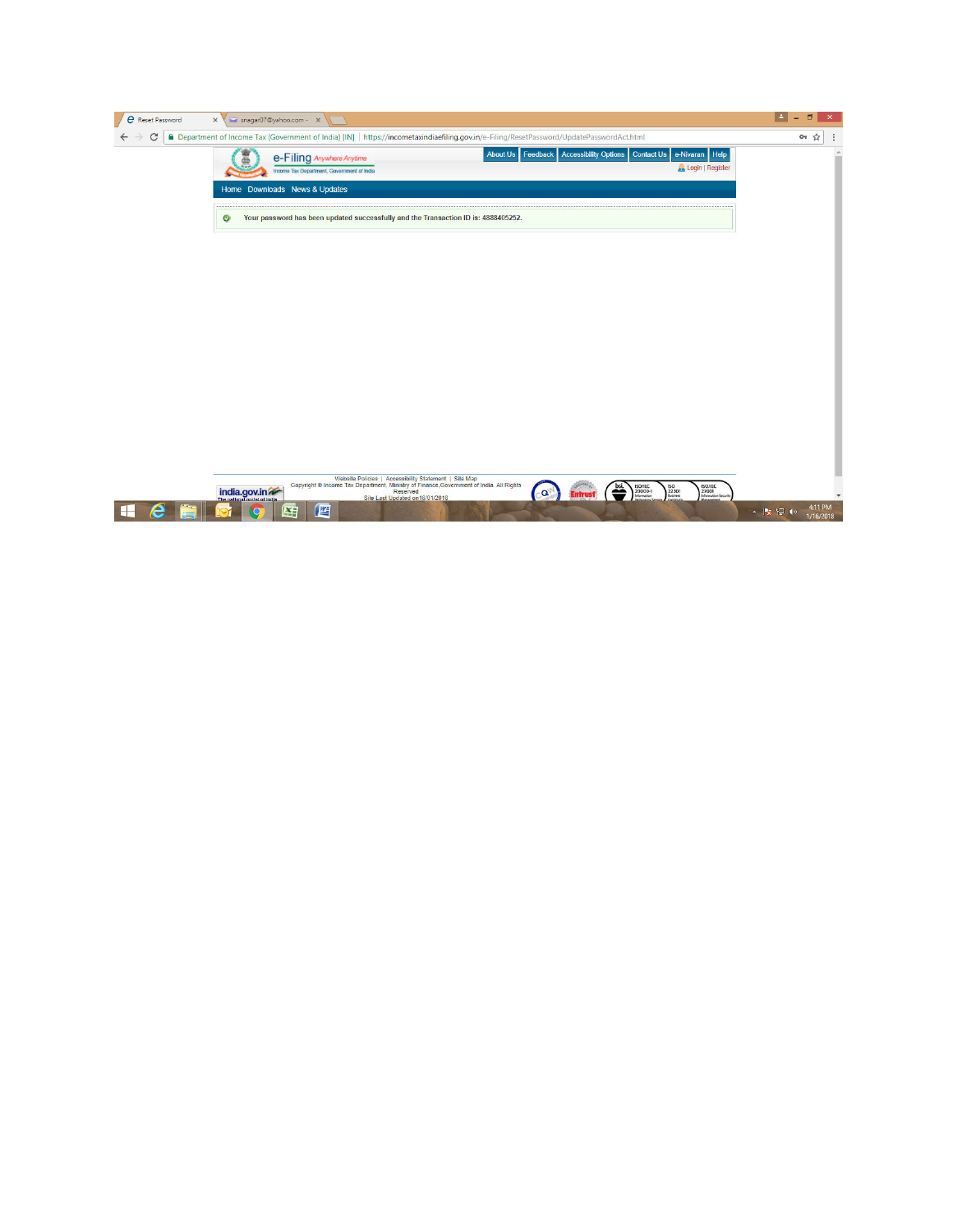Reset Password

snagar07@yahoo.com

Department of Income Tax (Government of India) [IN] | https://incometaxindiaefiling.gov.in/e-Filing/ResetPassword/UpdatePasswordAct.html

e-Filing Anywhere Anytime

Income Tax Department, Government of India

About Us | Feedback | Accessibility Options | Contact Us | e-Nivaran | Help

Login | Register

Home Downloads News & Updates

Your password has been updated successfully and the Transaction ID is: 4888405252.

Website Policies | Accessibility Statement | Site Map

Copyright © Income Tax Department, Ministry of Finance,Government of India. All Rights Reserved

Site Last Updated on 16/01/2018

india.gov.in The national portal of India

4:11 PM
1/16/2018